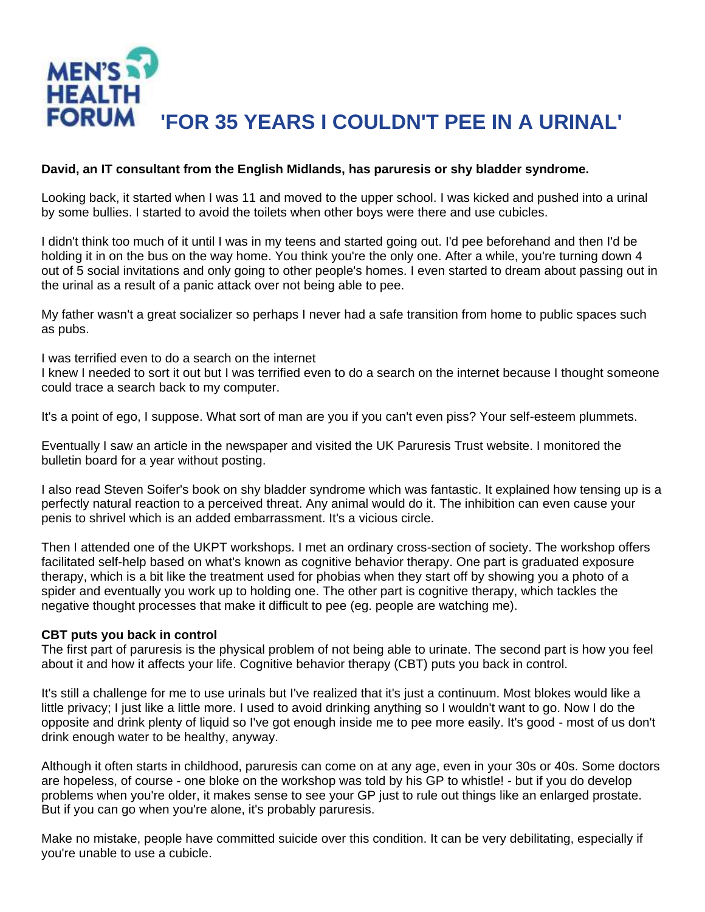MEN'S HEALTH FORUM

# 'FOR 35 YEARS I COULDN'T PEE IN A URINAL'

**David, an IT consultant from the English Midlands, has paruresis or shy bladder syndrome.**

Looking back, it started when I was 11 and moved to the upper school. I was kicked and pushed into a urinal by some bullies. I started to avoid the toilets when other boys were there and use cubicles.

I didn't think too much of it until I was in my teens and started going out. I'd pee beforehand and then I'd be holding it in on the bus on the way home. You think you're the only one. After a while, you're turning down 4 out of 5 social invitations and only going to other people's homes. I even started to dream about passing out in the urinal as a result of a panic attack over not being able to pee.

My father wasn't a great socializer so perhaps I never had a safe transition from home to public spaces such as pubs.

I was terrified even to do a search on the internet

I knew I needed to sort it out but I was terrified even to do a search on the internet because I thought someone could trace a search back to my computer.

It's a point of ego, I suppose. What sort of man are you if you can't even piss? Your self-esteem plummets.

Eventually I saw an article in the newspaper and visited the UK Paruresis Trust website. I monitored the bulletin board for a year without posting.

I also read Steven Soifer's book on shy bladder syndrome which was fantastic. It explained how tensing up is a perfectly natural reaction to a perceived threat. Any animal would do it. The inhibition can even cause your penis to shrivel which is an added embarrassment. It's a vicious circle.

Then I attended one of the UKPT workshops. I met an ordinary cross-section of society. The workshop offers facilitated self-help based on what's known as cognitive behavior therapy. One part is graduated exposure therapy, which is a bit like the treatment used for phobias when they start off by showing you a photo of a spider and eventually you work up to holding one. The other part is cognitive therapy, which tackles the negative thought processes that make it difficult to pee (eg. people are watching me).

**CBT puts you back in control**

The first part of paruresis is the physical problem of not being able to urinate. The second part is how you feel about it and how it affects your life. Cognitive behavior therapy (CBT) puts you back in control.

It's still a challenge for me to use urinals but I've realized that it's just a continuum. Most blokes would like a little privacy; I just like a little more. I used to avoid drinking anything so I wouldn't want to go. Now I do the opposite and drink plenty of liquid so I've got enough inside me to pee more easily. It's good - most of us don't drink enough water to be healthy, anyway.

Although it often starts in childhood, paruresis can come on at any age, even in your 30s or 40s. Some doctors are hopeless, of course - one bloke on the workshop was told by his GP to whistle! - but if you do develop problems when you're older, it makes sense to see your GP just to rule out things like an enlarged prostate. But if you can go when you're alone, it's probably paruresis.

Make no mistake, people have committed suicide over this condition. It can be very debilitating, especially if you're unable to use a cubicle.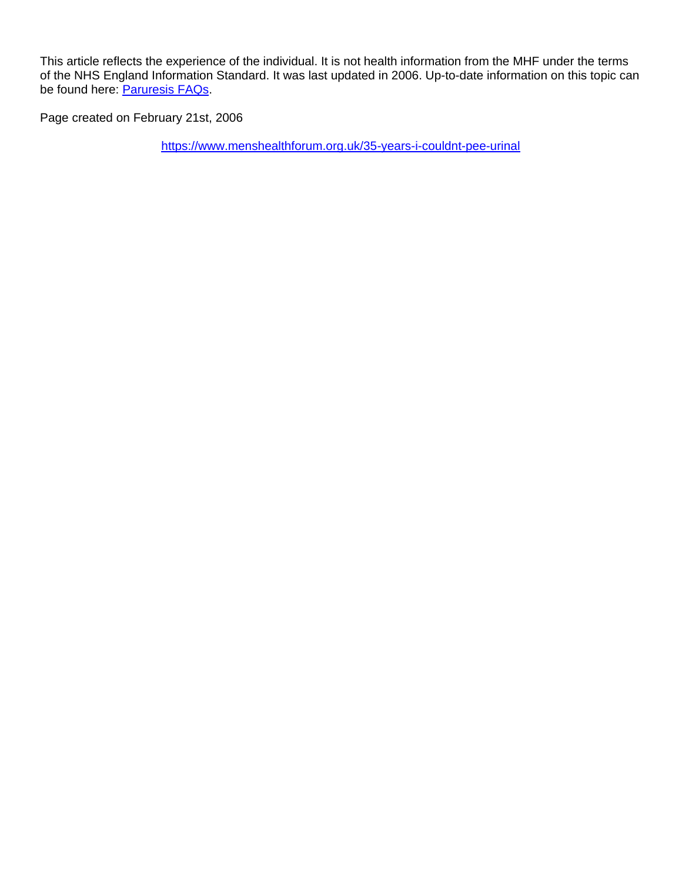This article reflects the experience of the individual. It is not health information from the MHF under the terms of the NHS England Information Standard. It was last updated in 2006. Up-to-date information on this topic can be found here: [Paruresis FAQs](Paruresis FAQs).

Page created on February 21st, 2006

https://www.menshealthforum.org.uk/35-years-i-couldnt-pee-urinal